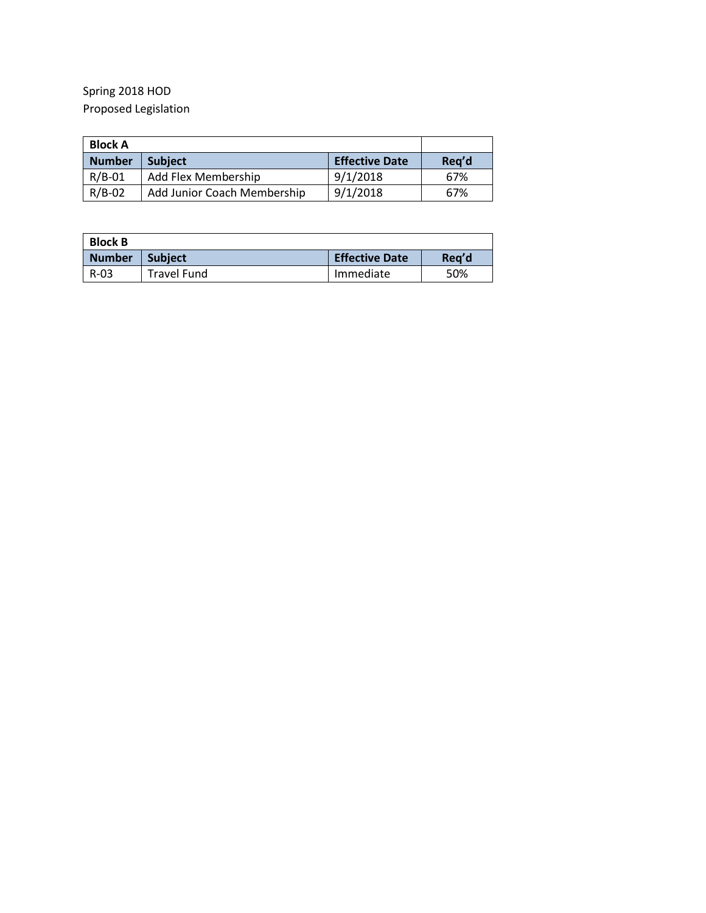Spring 2018 HOD
Proposed Legislation

| Block A | | | |
|---|---|---|---|
| **Number** | **Subject** | **Effective Date** | **Req'd** |
| R/B-01 | Add Flex Membership | 9/1/2018 | 67% |
| R/B-02 | Add Junior Coach Membership | 9/1/2018 | 67% |

| Block B | | | |
|---|---|---|---|
| **Number** | **Subject** | **Effective Date** | **Req'd** |
| R-03 | Travel Fund | Immediate | 50% |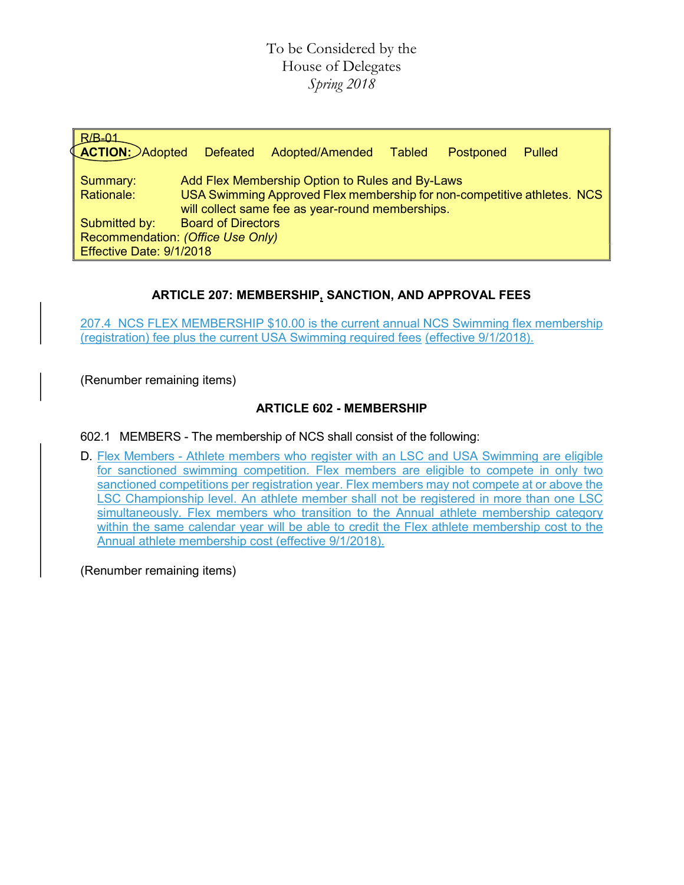To be Considered by the
House of Delegates
*Spring 2018*

| R/B-01 | |
|---|---|
| **ACTION:** Adopted Defeated Adopted/Amended Tabled Postponed Pulled | |
| Summary: | Add Flex Membership Option to Rules and By-Laws |
| Rationale: | USA Swimming Approved Flex membership for non-competitive athletes. NCS will collect same fee as year-round memberships. |
| Submitted by: | Board of Directors |
| Recommendation: *(Office Use Only)* | |
| Effective Date: 9/1/2018 | |

### ARTICLE 207: MEMBERSHIP, SANCTION, AND APPROVAL FEES

207.4 NCS FLEX MEMBERSHIP $10.00 is the current annual NCS Swimming flex membership (registration) fee plus the current USA Swimming required fees (effective 9/1/2018).

(Renumber remaining items)

### ARTICLE 602 - MEMBERSHIP

602.1 MEMBERS - The membership of NCS shall consist of the following:

D. Flex Members - Athlete members who register with an LSC and USA Swimming are eligible for sanctioned swimming competition. Flex members are eligible to compete in only two sanctioned competitions per registration year. Flex members may not compete at or above the LSC Championship level. An athlete member shall not be registered in more than one LSC simultaneously. Flex members who transition to the Annual athlete membership category within the same calendar year will be able to credit the Flex athlete membership cost to the Annual athlete membership cost (effective 9/1/2018).

(Renumber remaining items)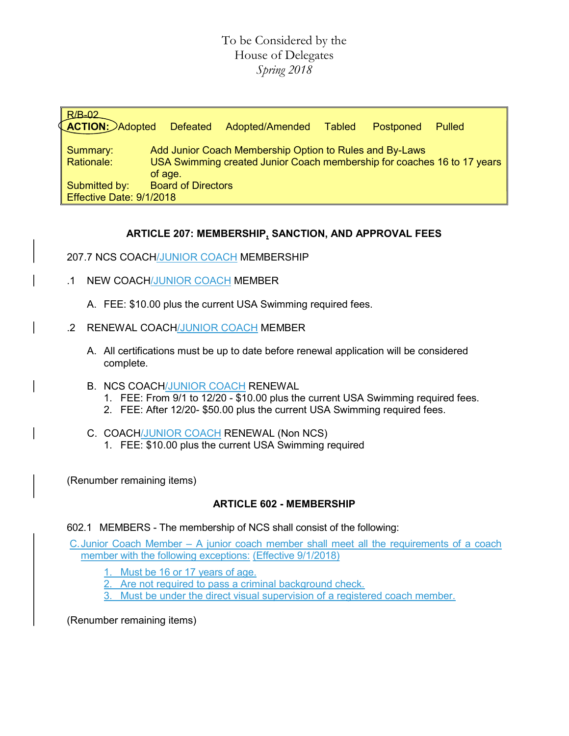To be Considered by the
House of Delegates
*Spring 2018*

| R/B-02 | |
|---|---|
| **ACTION:** Adopted Defeated Adopted/Amended Tabled Postponed Pulled | |
| Summary: | Add Junior Coach Membership Option to Rules and By-Laws |
| Rationale: | USA Swimming created Junior Coach membership for coaches 16 to 17 years of age. |
| Submitted by: | Board of Directors |
| Effective Date: 9/1/2018 | |

**ARTICLE 207: MEMBERSHIP, SANCTION, AND APPROVAL FEES**

207.7 NCS COACH/JUNIOR COACH MEMBERSHIP

.1 NEW COACH/JUNIOR COACH MEMBER

A. FEE: $10.00 plus the current USA Swimming required fees.

.2 RENEWAL COACH/JUNIOR COACH MEMBER

A. All certifications must be up to date before renewal application will be considered complete.

B. NCS COACH/JUNIOR COACH RENEWAL
1. FEE: From 9/1 to 12/20 - $10.00 plus the current USA Swimming required fees.
2. FEE: After 12/20- $50.00 plus the current USA Swimming required fees.

C. COACH/JUNIOR COACH RENEWAL (Non NCS)
1. FEE: $10.00 plus the current USA Swimming required

(Renumber remaining items)

**ARTICLE 602 - MEMBERSHIP**

602.1 MEMBERS - The membership of NCS shall consist of the following:

C. Junior Coach Member – A junior coach member shall meet all the requirements of a coach member with the following exceptions: (Effective 9/1/2018)

1. Must be 16 or 17 years of age.
2. Are not required to pass a criminal background check.
3. Must be under the direct visual supervision of a registered coach member.

(Renumber remaining items)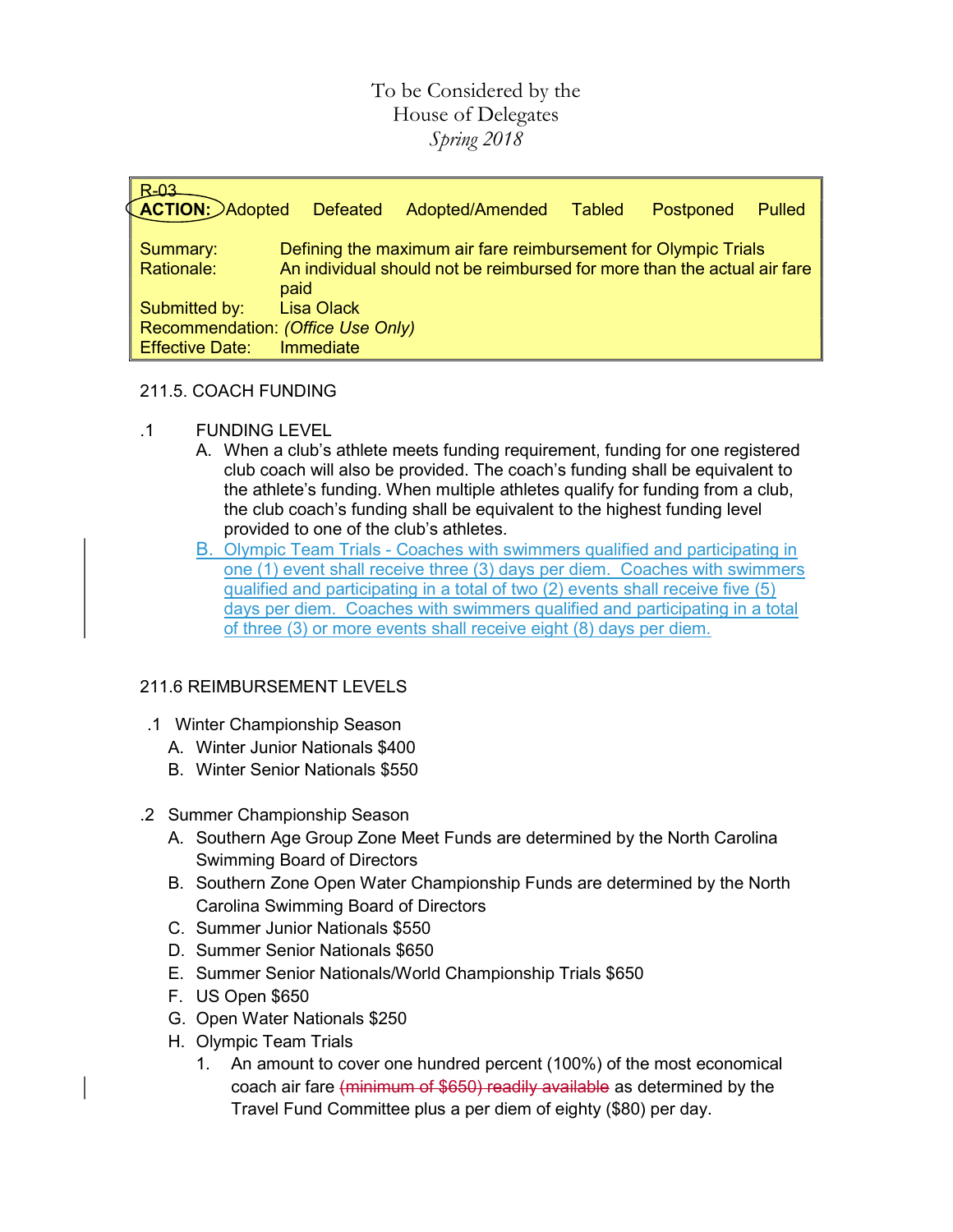To be Considered by the
House of Delegates
*Spring 2018*

| | | | | | | |
|---|---|---|---|---|---|---|
| R-03 | | | | | | |
| **ACTION:** | Adopted | Defeated | Adopted/Amended | Tabled | Postponed | Pulled |
| Summary: | Defining the maximum air fare reimbursement for Olympic Trials | | | | | |
| Rationale: | An individual should not be reimbursed for more than the actual air fare paid | | | | | |
| Submitted by: | Lisa Olack | | | | | |
| Recommendation: | *(Office Use Only)* | | | | | |
| Effective Date: | Immediate | | | | | |

211.5. COACH FUNDING

.1 FUNDING LEVEL

A. When a club's athlete meets funding requirement, funding for one registered club coach will also be provided. The coach's funding shall be equivalent to the athlete's funding. When multiple athletes qualify for funding from a club, the club coach's funding shall be equivalent to the highest funding level provided to one of the club's athletes.

B. Olympic Team Trials - Coaches with swimmers qualified and participating in one (1) event shall receive three (3) days per diem. Coaches with swimmers qualified and participating in a total of two (2) events shall receive five (5) days per diem. Coaches with swimmers qualified and participating in a total of three (3) or more events shall receive eight (8) days per diem.

211.6 REIMBURSEMENT LEVELS

.1 Winter Championship Season

A. Winter Junior Nationals $400
B. Winter Senior Nationals $550

.2 Summer Championship Season

A. Southern Age Group Zone Meet Funds are determined by the North Carolina Swimming Board of Directors
B. Southern Zone Open Water Championship Funds are determined by the North Carolina Swimming Board of Directors
C. Summer Junior Nationals $550
D. Summer Senior Nationals $650
E. Summer Senior Nationals/World Championship Trials $650
F. US Open $650
G. Open Water Nationals $250
H. Olympic Team Trials
 1. An amount to cover one hundred percent (100%) of the most economical coach air fare ~~(minimum of $650) readily available~~ as determined by the Travel Fund Committee plus a per diem of eighty ($80) per day.